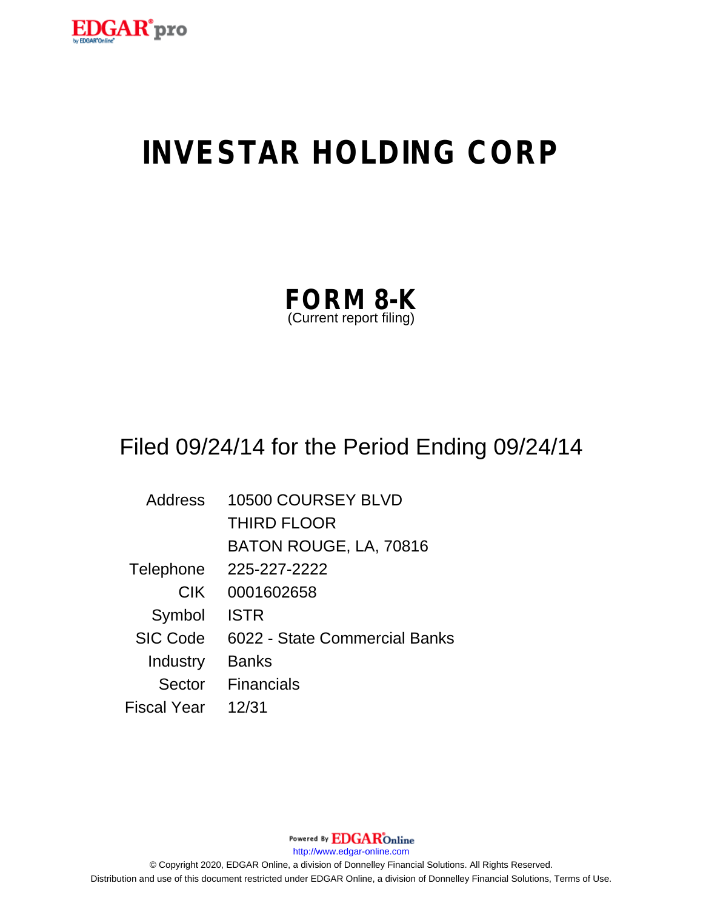# INVESTAR HOLDING CORP

## FORM 8-K
(Current report filing)

Filed 09/24/14 for the Period Ending 09/24/14

| | |
|---|---|
| Address | 10500 COURSEY BLVD<br>THIRD FLOOR<br>BATON ROUGE, LA, 70816 |
| Telephone | 225-227-2222 |
| CIK | 0001602658 |
| Symbol | ISTR |
| SIC Code | 6022 - State Commercial Banks |
| Industry | Banks |
| Sector | Financials |
| Fiscal Year | 12/31 |

http://www.edgar-online.com

© Copyright 2020, EDGAR Online, a division of Donnelley Financial Solutions. All Rights Reserved.
Distribution and use of this document restricted under EDGAR Online, a division of Donnelley Financial Solutions, Terms of Use.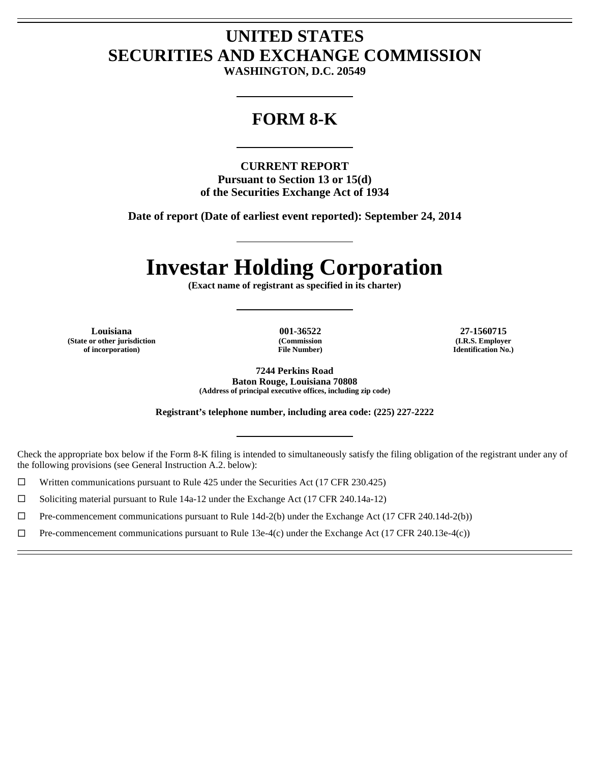# UNITED STATES
# SECURITIES AND EXCHANGE COMMISSION

**WASHINGTON, D.C. 20549**

---

## FORM 8-K

---

**CURRENT REPORT**
**Pursuant to Section 13 or 15(d)**
**of the Securities Exchange Act of 1934**

**Date of report (Date of earliest event reported): September 24, 2014**

---

# Investar Holding Corporation

**(Exact name of registrant as specified in its charter)**

---

| **Louisiana** | **001-36522** | **27-1560715** |
|---|---|---|
| **(State or other jurisdiction of incorporation)** | **(Commission File Number)** | **(I.R.S. Employer Identification No.)** |

**7244 Perkins Road**
**Baton Rouge, Louisiana 70808**
**(Address of principal executive offices, including zip code)**

**Registrant's telephone number, including area code: (225) 227-2222**

---

Check the appropriate box below if the Form 8-K filing is intended to simultaneously satisfy the filing obligation of the registrant under any of the following provisions (see General Instruction A.2. below):

☐ Written communications pursuant to Rule 425 under the Securities Act (17 CFR 230.425)

☐ Soliciting material pursuant to Rule 14a-12 under the Exchange Act (17 CFR 240.14a-12)

☐ Pre-commencement communications pursuant to Rule 14d-2(b) under the Exchange Act (17 CFR 240.14d-2(b))

☐ Pre-commencement communications pursuant to Rule 13e-4(c) under the Exchange Act (17 CFR 240.13e-4(c))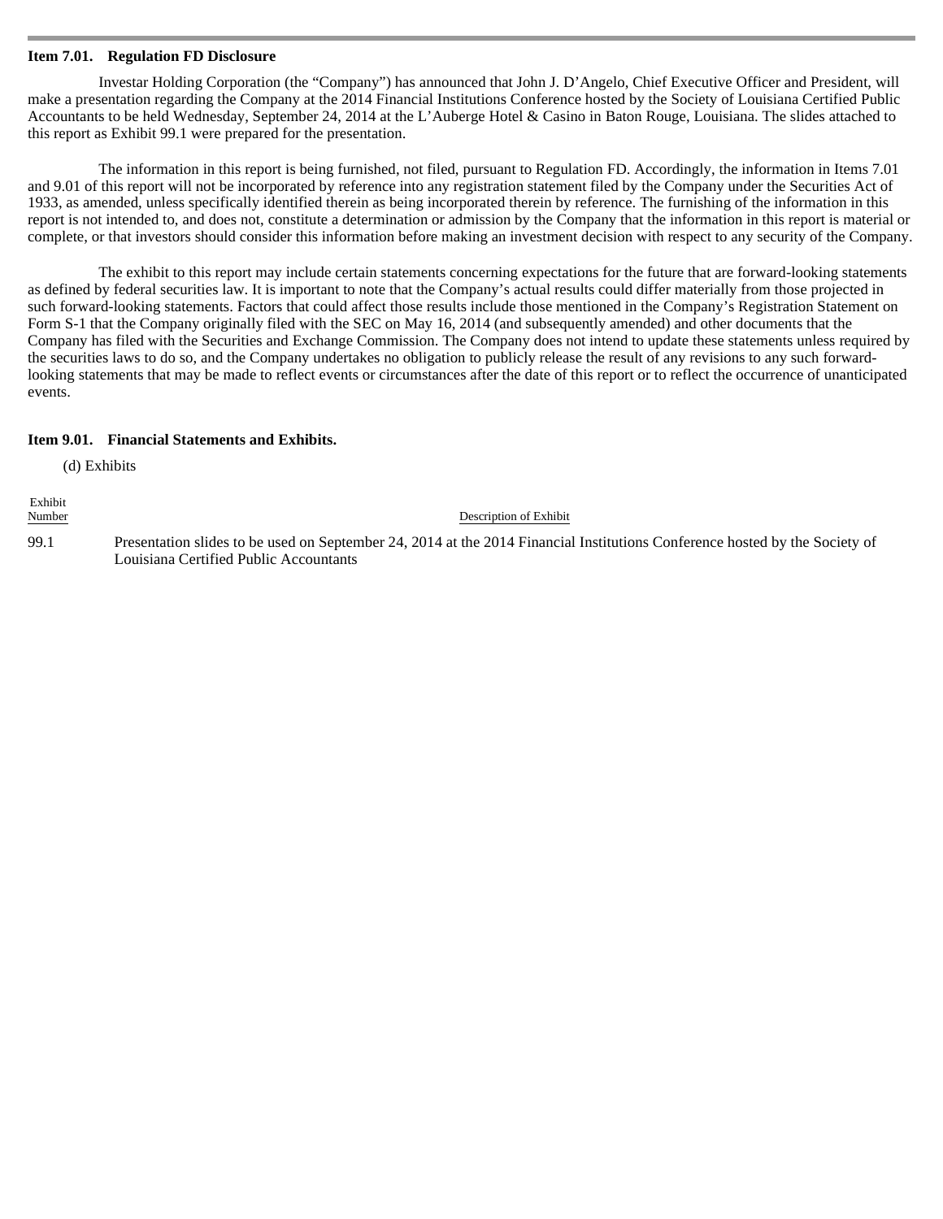**Item 7.01. Regulation FD Disclosure**

Investar Holding Corporation (the "Company") has announced that John J. D'Angelo, Chief Executive Officer and President, will make a presentation regarding the Company at the 2014 Financial Institutions Conference hosted by the Society of Louisiana Certified Public Accountants to be held Wednesday, September 24, 2014 at the L'Auberge Hotel & Casino in Baton Rouge, Louisiana. The slides attached to this report as Exhibit 99.1 were prepared for the presentation.

The information in this report is being furnished, not filed, pursuant to Regulation FD. Accordingly, the information in Items 7.01 and 9.01 of this report will not be incorporated by reference into any registration statement filed by the Company under the Securities Act of 1933, as amended, unless specifically identified therein as being incorporated therein by reference. The furnishing of the information in this report is not intended to, and does not, constitute a determination or admission by the Company that the information in this report is material or complete, or that investors should consider this information before making an investment decision with respect to any security of the Company.

The exhibit to this report may include certain statements concerning expectations for the future that are forward-looking statements as defined by federal securities law. It is important to note that the Company's actual results could differ materially from those projected in such forward-looking statements. Factors that could affect those results include those mentioned in the Company's Registration Statement on Form S-1 that the Company originally filed with the SEC on May 16, 2014 (and subsequently amended) and other documents that the Company has filed with the Securities and Exchange Commission. The Company does not intend to update these statements unless required by the securities laws to do so, and the Company undertakes no obligation to publicly release the result of any revisions to any such forward-looking statements that may be made to reflect events or circumstances after the date of this report or to reflect the occurrence of unanticipated events.

**Item 9.01. Financial Statements and Exhibits.**

(d) Exhibits

| Exhibit Number | Description of Exhibit |
|---|---|
| 99.1 | Presentation slides to be used on September 24, 2014 at the 2014 Financial Institutions Conference hosted by the Society of Louisiana Certified Public Accountants |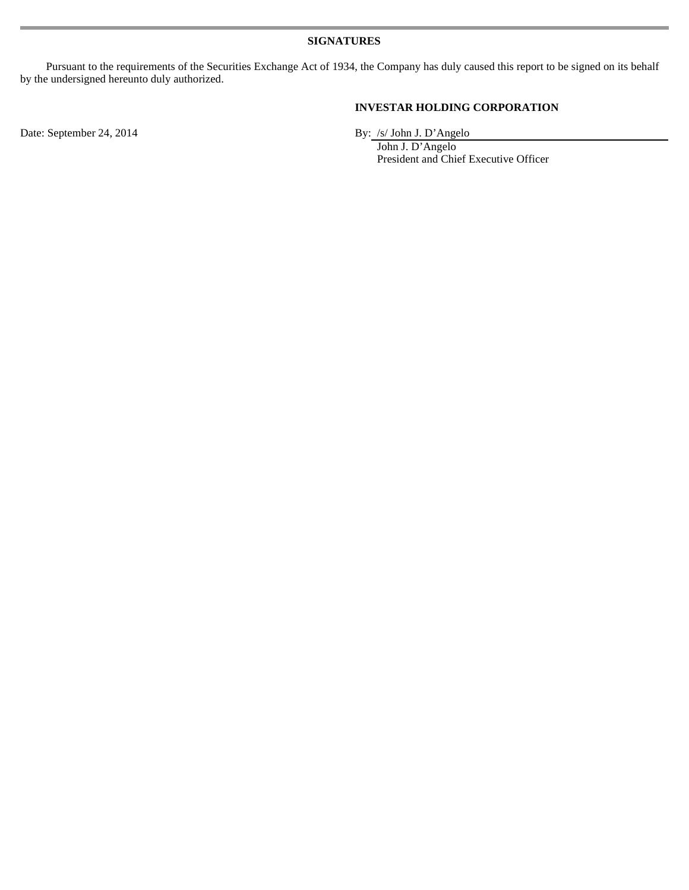## SIGNATURES

Pursuant to the requirements of the Securities Exchange Act of 1934, the Company has duly caused this report to be signed on its behalf by the undersigned hereunto duly authorized.

**INVESTAR HOLDING CORPORATION**

Date: September 24, 2014

By: /s/ John J. D’Angelo
John J. D’Angelo
President and Chief Executive Officer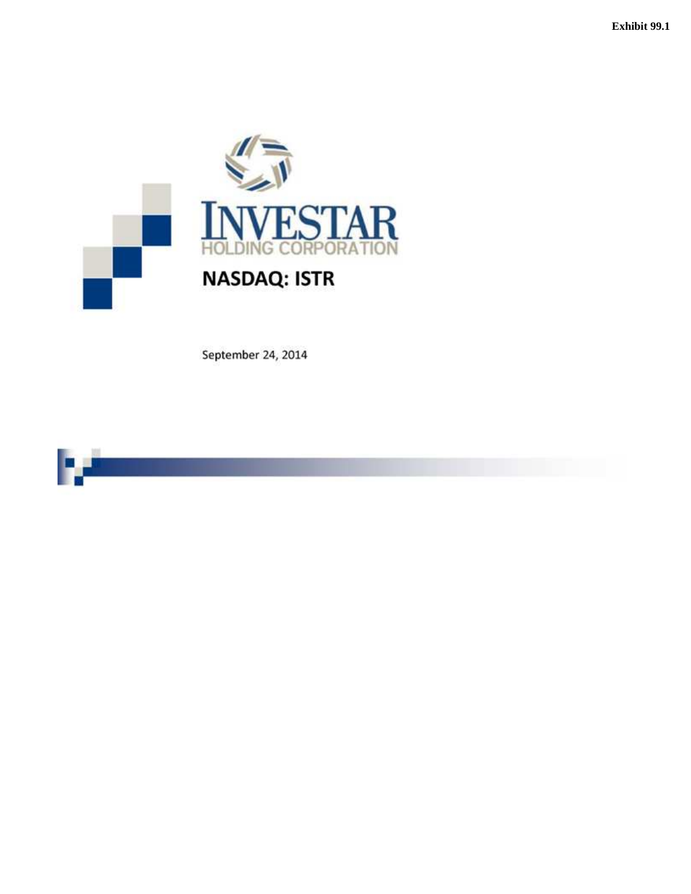Exhibit 99.1

# INVESTAR
HOLDING CORPORATION

## NASDAQ: ISTR

September 24, 2014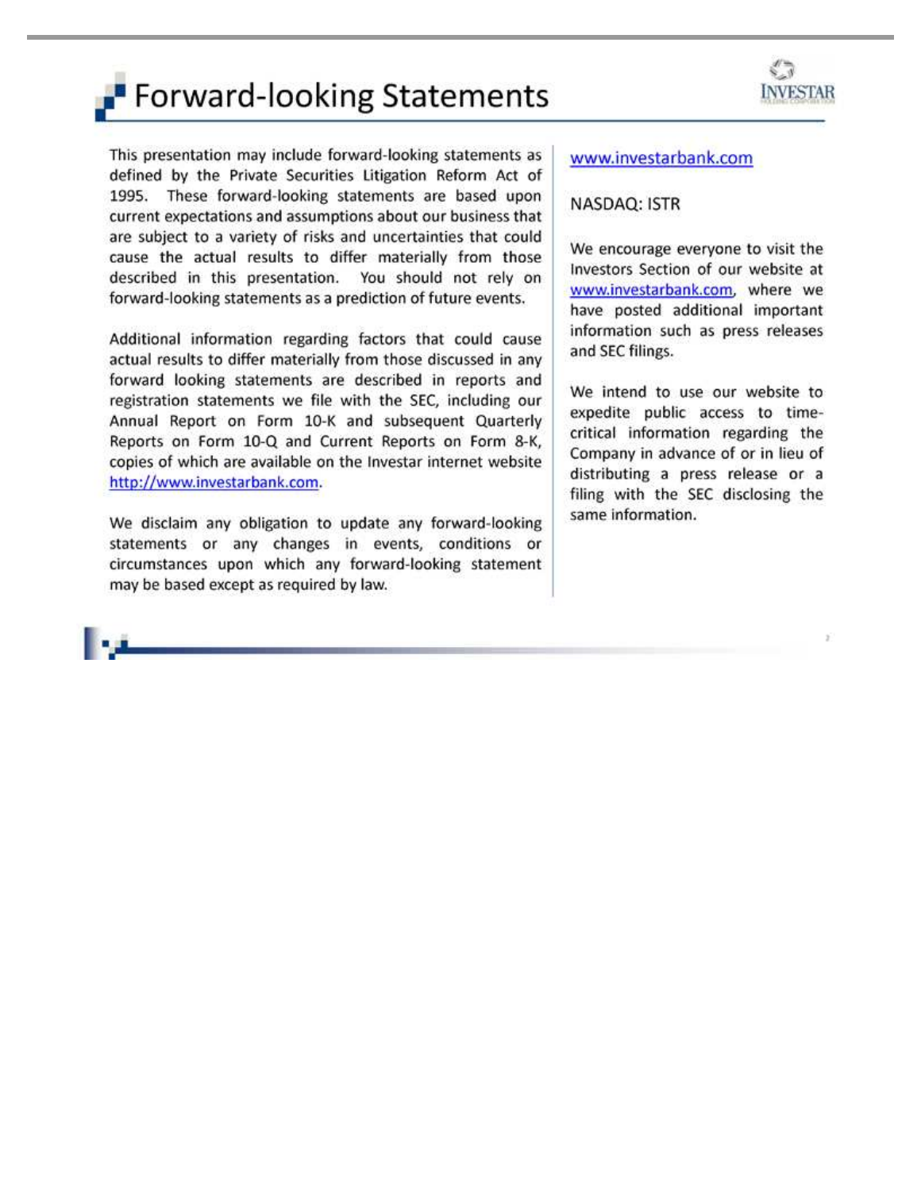# Forward-looking Statements

This presentation may include forward-looking statements as defined by the Private Securities Litigation Reform Act of 1995. These forward-looking statements are based upon current expectations and assumptions about our business that are subject to a variety of risks and uncertainties that could cause the actual results to differ materially from those described in this presentation. You should not rely on forward-looking statements as a prediction of future events.

Additional information regarding factors that could cause actual results to differ materially from those discussed in any forward looking statements are described in reports and registration statements we file with the SEC, including our Annual Report on Form 10-K and subsequent Quarterly Reports on Form 10-Q and Current Reports on Form 8-K, copies of which are available on the Investar internet website http://www.investarbank.com.

We disclaim any obligation to update any forward-looking statements or any changes in events, conditions or circumstances upon which any forward-looking statement may be based except as required by law.

www.investarbank.com

NASDAQ: ISTR

We encourage everyone to visit the Investors Section of our website at www.investarbank.com, where we have posted additional important information such as press releases and SEC filings.

We intend to use our website to expedite public access to time-critical information regarding the Company in advance of or in lieu of distributing a press release or a filing with the SEC disclosing the same information.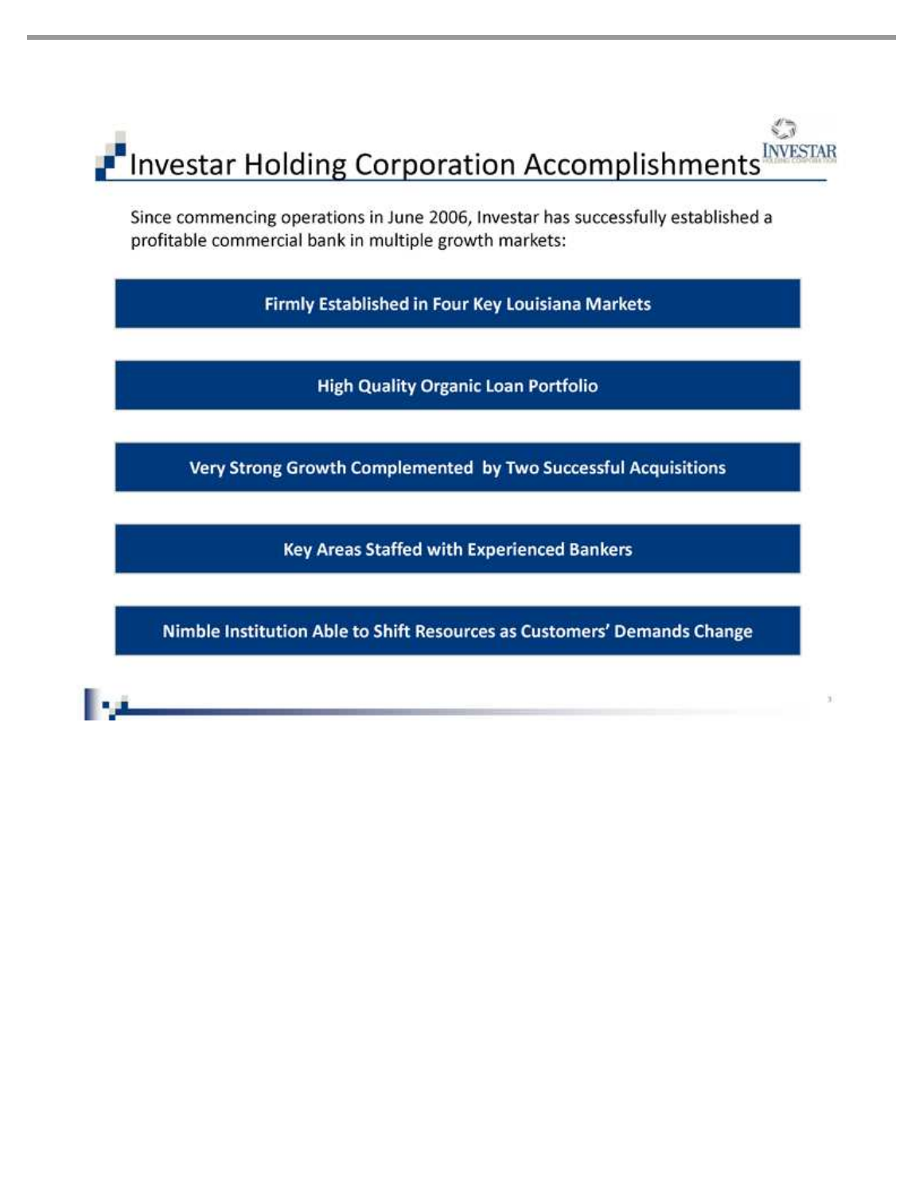# Investar Holding Corporation Accomplishments

Since commencing operations in June 2006, Investar has successfully established a profitable commercial bank in multiple growth markets:

- **Firmly Established in Four Key Louisiana Markets**
- **High Quality Organic Loan Portfolio**
- **Very Strong Growth Complemented by Two Successful Acquisitions**
- **Key Areas Staffed with Experienced Bankers**
- **Nimble Institution Able to Shift Resources as Customers' Demands Change**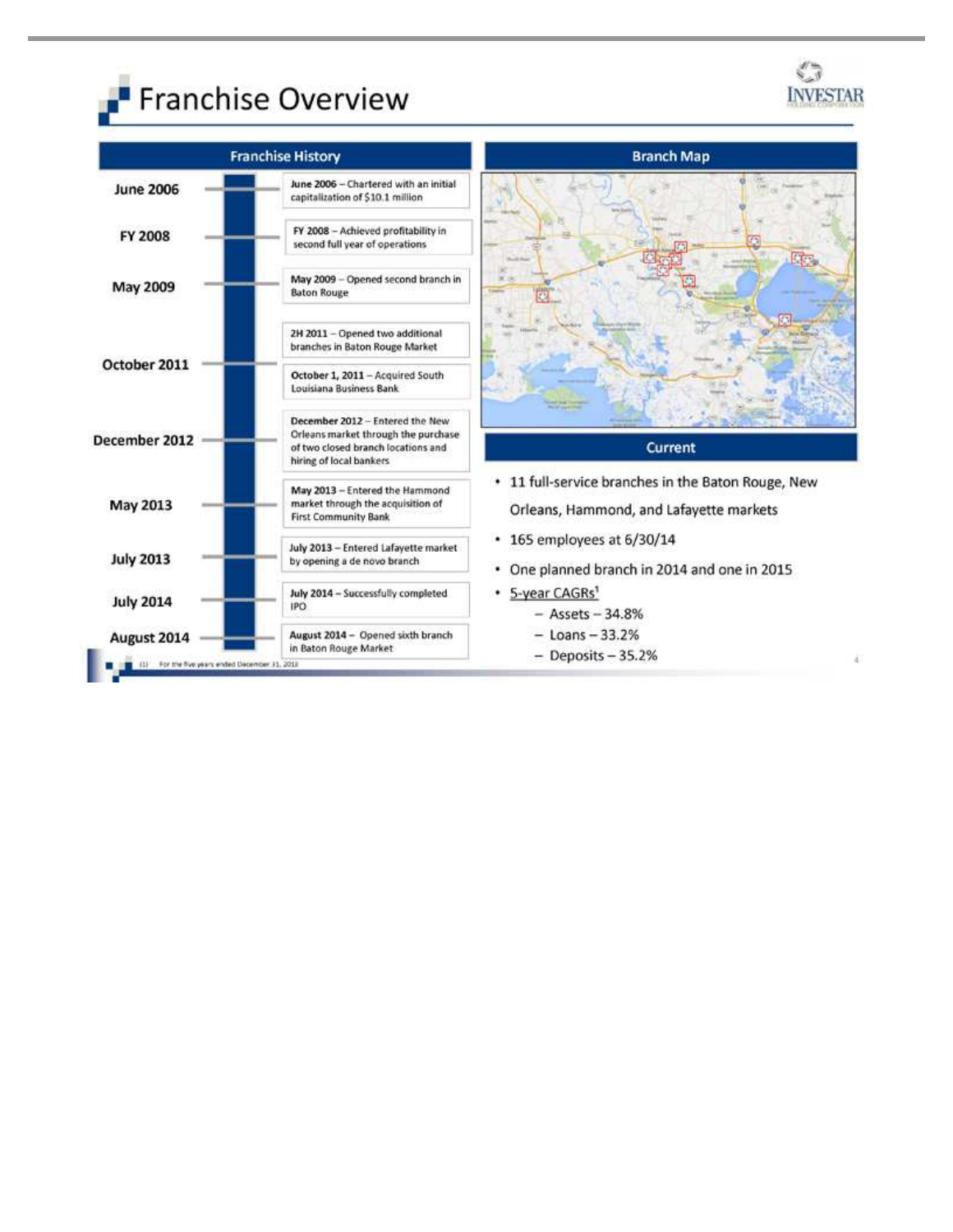# Franchise Overview

## Franchise History

| Date | Event |
| --- | --- |
| June 2006 | **June 2006** – Chartered with an initial capitalization of $10.1 million |
| FY 2008 | **FY 2008** – Achieved profitability in second full year of operations |
| May 2009 | **May 2009** – Opened second branch in Baton Rouge |
| | **2H 2011** – Opened two additional branches in Baton Rouge Market |
| October 2011 | **October 1, 2011** – Acquired South Louisiana Business Bank |
| December 2012 | **December 2012** – Entered the New Orleans market through the purchase of two closed branch locations and hiring of local bankers |
| May 2013 | **May 2013** – Entered the Hammond market through the acquisition of First Community Bank |
| July 2013 | **July 2013** – Entered Lafayette market by opening a de novo branch |
| July 2014 | **July 2014** – Successfully completed IPO |
| August 2014 | **August 2014** – Opened sixth branch in Baton Rouge Market |

## Branch Map

## Current

- 11 full-service branches in the Baton Rouge, New Orleans, Hammond, and Lafayette markets
- 165 employees at 6/30/14
- One planned branch in 2014 and one in 2015
- 5-year CAGRs[1]
  - Assets – 34.8%
  - Loans – 33.2%
  - Deposits – 35.2%

(1) For the five years ended December 31, 2013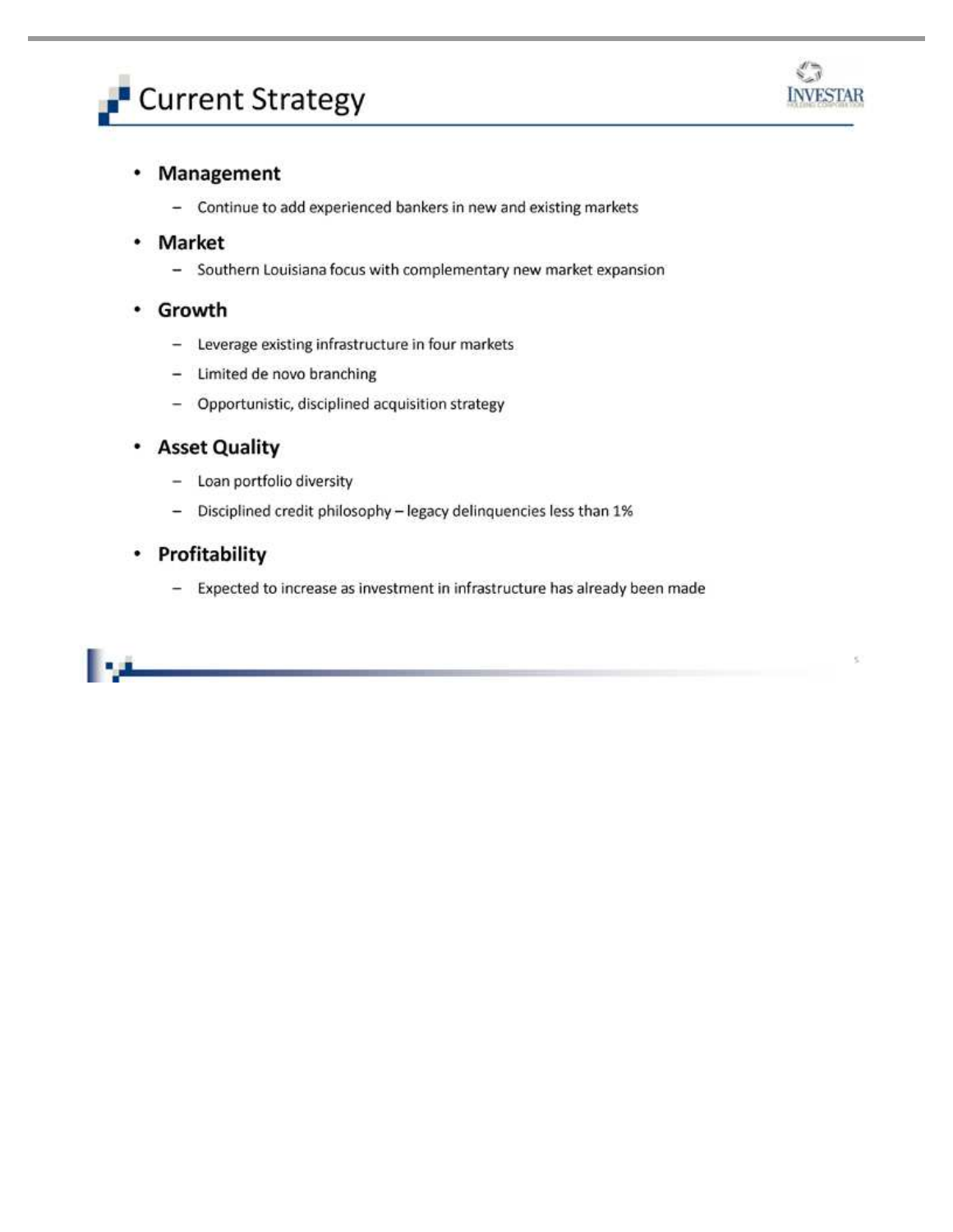# Current Strategy

- **Management**
  - Continue to add experienced bankers in new and existing markets
- **Market**
  - Southern Louisiana focus with complementary new market expansion
- **Growth**
  - Leverage existing infrastructure in four markets
  - Limited de novo branching
  - Opportunistic, disciplined acquisition strategy
- **Asset Quality**
  - Loan portfolio diversity
  - Disciplined credit philosophy – legacy delinquencies less than 1%
- **Profitability**
  - Expected to increase as investment in infrastructure has already been made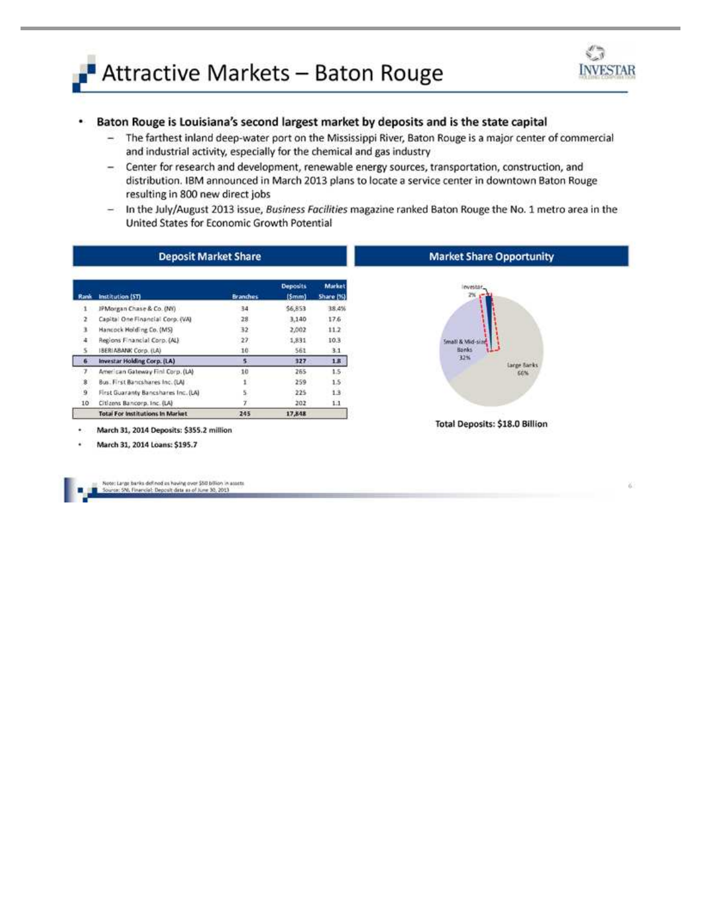# Attractive Markets – Baton Rouge

- **Baton Rouge is Louisiana's second largest market by deposits and is the state capital**
  - The farthest inland deep-water port on the Mississippi River, Baton Rouge is a major center of commercial and industrial activity, especially for the chemical and gas industry
  - Center for research and development, renewable energy sources, transportation, construction, and distribution. IBM announced in March 2013 plans to locate a service center in downtown Baton Rouge resulting in 800 new direct jobs
  - In the July/August 2013 issue, *Business Facilities* magazine ranked Baton Rouge the No. 1 metro area in the United States for Economic Growth Potential

## Deposit Market Share

| Rank | Institution (ST) | Branches | Deposits ($mm) | Market Share (%) |
|---|---|---|---|---|
| 1 | JPMorgan Chase & Co. (NY) | 34 | $6,853 | 38.4% |
| 2 | Capital One Financial Corp. (VA) | 28 | 3,140 | 17.6 |
| 3 | Hancock Holding Co. (MS) | 32 | 2,002 | 11.2 |
| 4 | Regions Financial Corp. (AL) | 27 | 1,831 | 10.3 |
| 5 | IBERIABANK Corp. (LA) | 10 | 561 | 3.1 |
| **6** | **Investar Holding Corp. (LA)** | **5** | **327** | **1.8** |
| 7 | American Gateway Finl Corp. (LA) | 10 | 265 | 1.5 |
| 8 | Bus. First Bancshares Inc. (LA) | 1 | 259 | 1.5 |
| 9 | First Guaranty Bancshares Inc. (LA) | 5 | 225 | 1.3 |
| 10 | Citizens Bancorp. Inc. (LA) | 7 | 202 | 1.1 |
| | **Total For Institutions In Market** | **245** | **17,848** | |

- **March 31, 2014 Deposits: $355.2 million**
- **March 31, 2014 Loans: $195.7**

## Market Share Opportunity

Investar 2%

Small & Mid-size Banks 32%

Large Banks 66%

**Total Deposits: $18.0 Billion**

Note: Large banks defined as having over $50 billion in assets
Source: SNL Financial. Deposit data as of June 30, 2013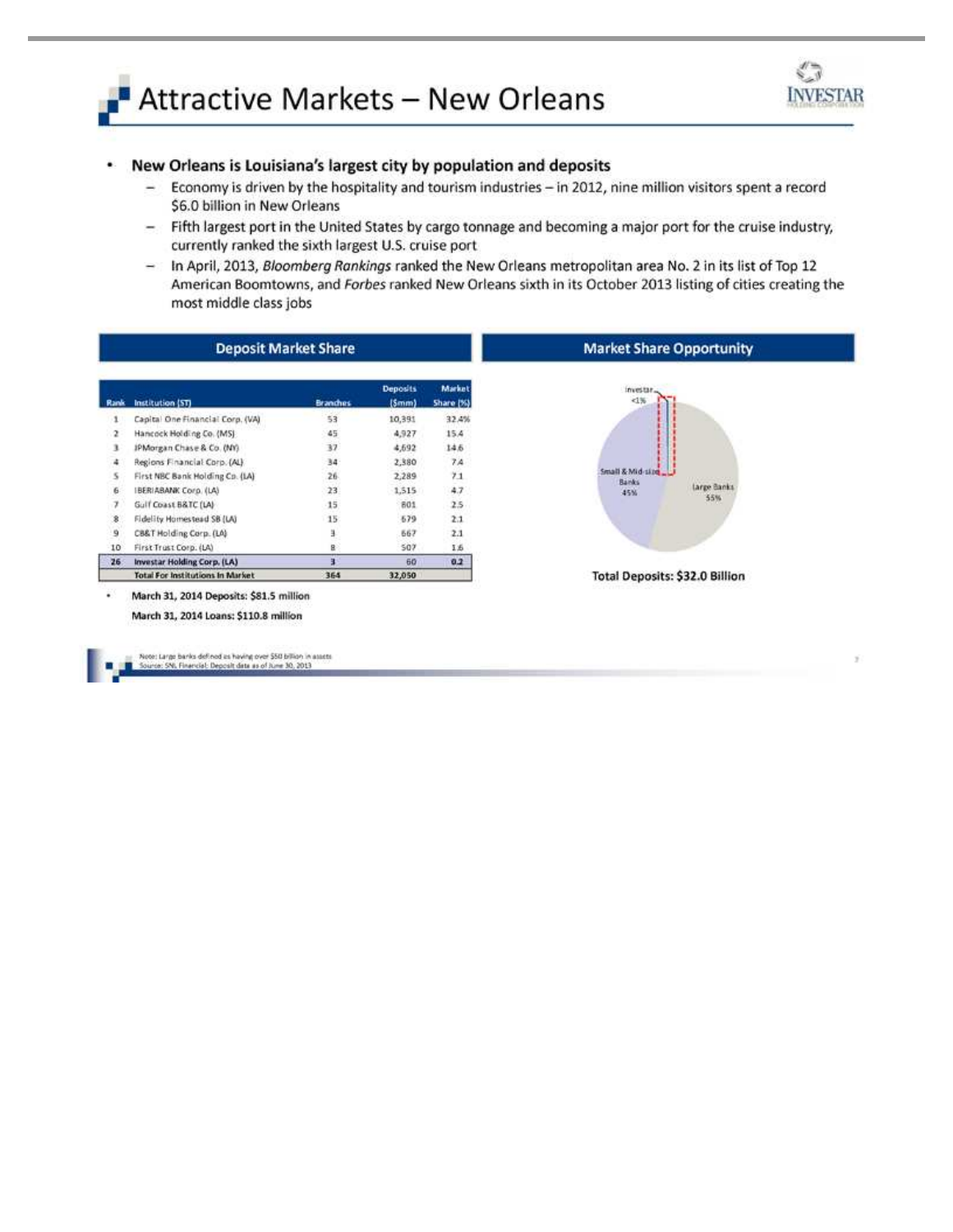# Attractive Markets – New Orleans

- **New Orleans is Louisiana's largest city by population and deposits**
  - Economy is driven by the hospitality and tourism industries – in 2012, nine million visitors spent a record $6.0 billion in New Orleans
  - Fifth largest port in the United States by cargo tonnage and becoming a major port for the cruise industry, currently ranked the sixth largest U.S. cruise port
  - In April, 2013, *Bloomberg Rankings* ranked the New Orleans metropolitan area No. 2 in its list of Top 12 American Boomtowns, and *Forbes* ranked New Orleans sixth in its October 2013 listing of cities creating the most middle class jobs

## Deposit Market Share

| Rank | Institution (ST) | Branches | Deposits ($mm) | Market Share (%) |
|---|---|---|---|---|
| 1 | Capital One Financial Corp. (VA) | 53 | 10,391 | 32.4% |
| 2 | Hancock Holding Co. (MS) | 45 | 4,927 | 15.4 |
| 3 | JPMorgan Chase & Co. (NY) | 37 | 4,692 | 14.6 |
| 4 | Regions Financial Corp. (AL) | 34 | 2,380 | 7.4 |
| 5 | First NBC Bank Holding Co. (LA) | 26 | 2,289 | 7.1 |
| 6 | IBERIABANK Corp. (LA) | 23 | 1,515 | 4.7 |
| 7 | Gulf Coast B&TC (LA) | 15 | 801 | 2.5 |
| 8 | Fidelity Homestead SB (LA) | 15 | 679 | 2.1 |
| 9 | C&B&T Holding Corp. (LA) | 3 | 667 | 2.1 |
| 10 | First Trust Corp. (LA) | 8 | 507 | 1.6 |
| **26** | **Investar Holding Corp. (LA)** | **3** | **60** | **0.2** |
| | **Total For Institutions In Market** | **364** | **32,050** | |

- **March 31, 2014 Deposits: $81.5 million**

  **March 31, 2014 Loans: $110.8 million**

## Market Share Opportunity

Investar <1%

Small & Mid-size Banks 45%

Large Banks 55%

**Total Deposits: $32.0 Billion**

Note: Large banks defined as having over $50 billion in assets
Source: SNL Financial; Deposit data as of June 30, 2013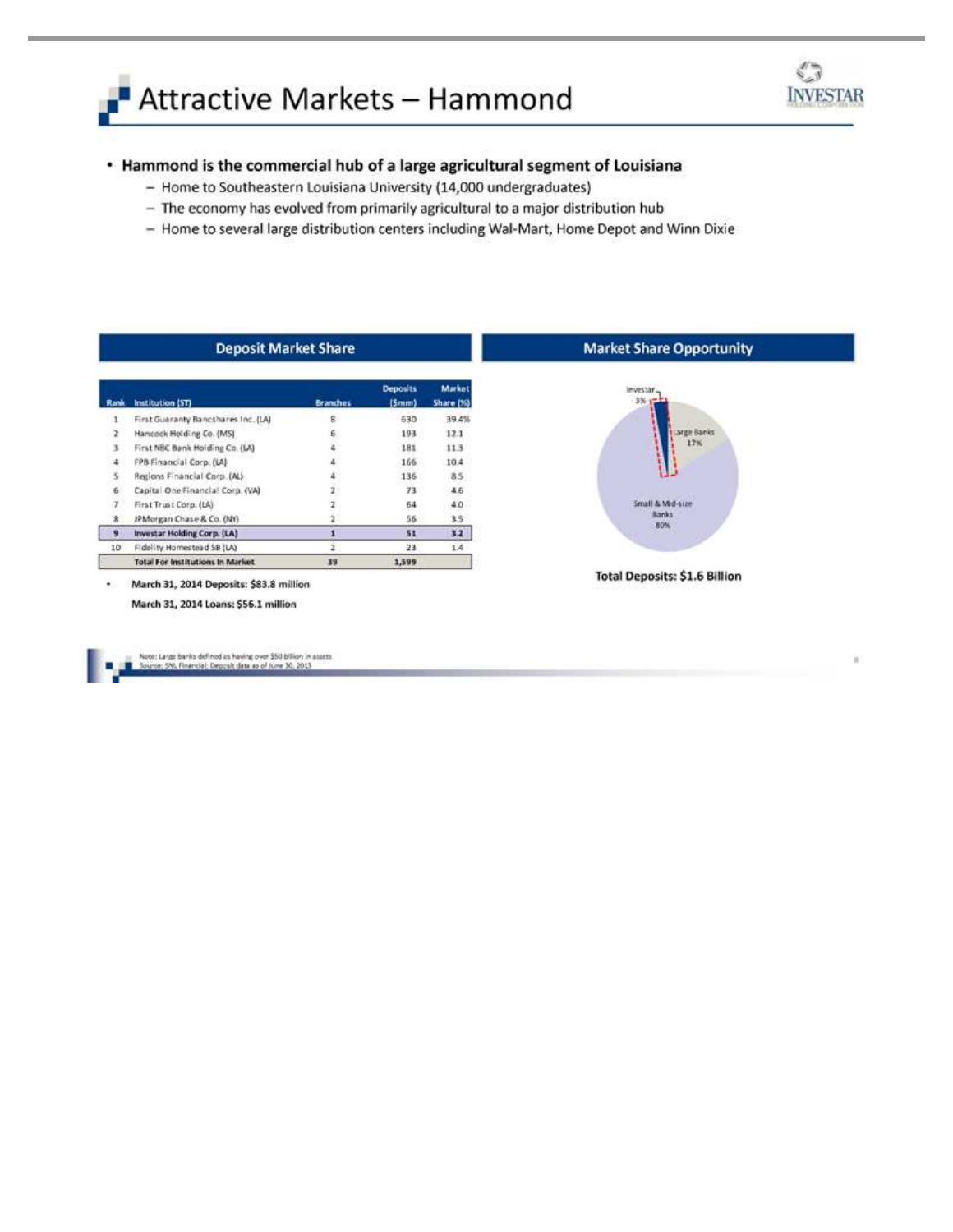# Attractive Markets – Hammond

- **Hammond is the commercial hub of a large agricultural segment of Louisiana**
  - Home to Southeastern Louisiana University (14,000 undergraduates)
  - The economy has evolved from primarily agricultural to a major distribution hub
  - Home to several large distribution centers including Wal-Mart, Home Depot and Winn Dixie

## Deposit Market Share

| Rank | Institution (ST) | Branches | Deposits ($mm) | Market Share (%) |
|---|---|---|---|---|
| 1 | First Guaranty Bancshares Inc. (LA) | 8 | 630 | 39.4% |
| 2 | Hancock Holding Co. (MS) | 6 | 193 | 12.1 |
| 3 | First NBC Bank Holding Co. (LA) | 4 | 181 | 11.3 |
| 4 | FPB Financial Corp. (LA) | 4 | 166 | 10.4 |
| 5 | Regions Financial Corp. (AL) | 4 | 136 | 8.5 |
| 6 | Capital One Financial Corp. (VA) | 2 | 73 | 4.6 |
| 7 | First Trust Corp. (LA) | 2 | 64 | 4.0 |
| 8 | JPMorgan Chase & Co. (NY) | 2 | 56 | 3.5 |
| **9** | **Investar Holding Corp. (LA)** | **1** | **51** | **3.2** |
| 10 | Fidelity Homestead SB (LA) | 2 | 23 | 1.4 |
| | **Total For Institutions In Market** | **39** | **1,599** | |

- **March 31, 2014 Deposits: $83.8 million**

  **March 31, 2014 Loans: $56.1 million**

## Market Share Opportunity

Investar 3%

Large Banks 17%

Small & Mid-size Banks 80%

**Total Deposits: $1.6 Billion**

Note: Large banks defined as having over $50 billion in assets
Source: SNL Financial; Deposit data as of June 30, 2013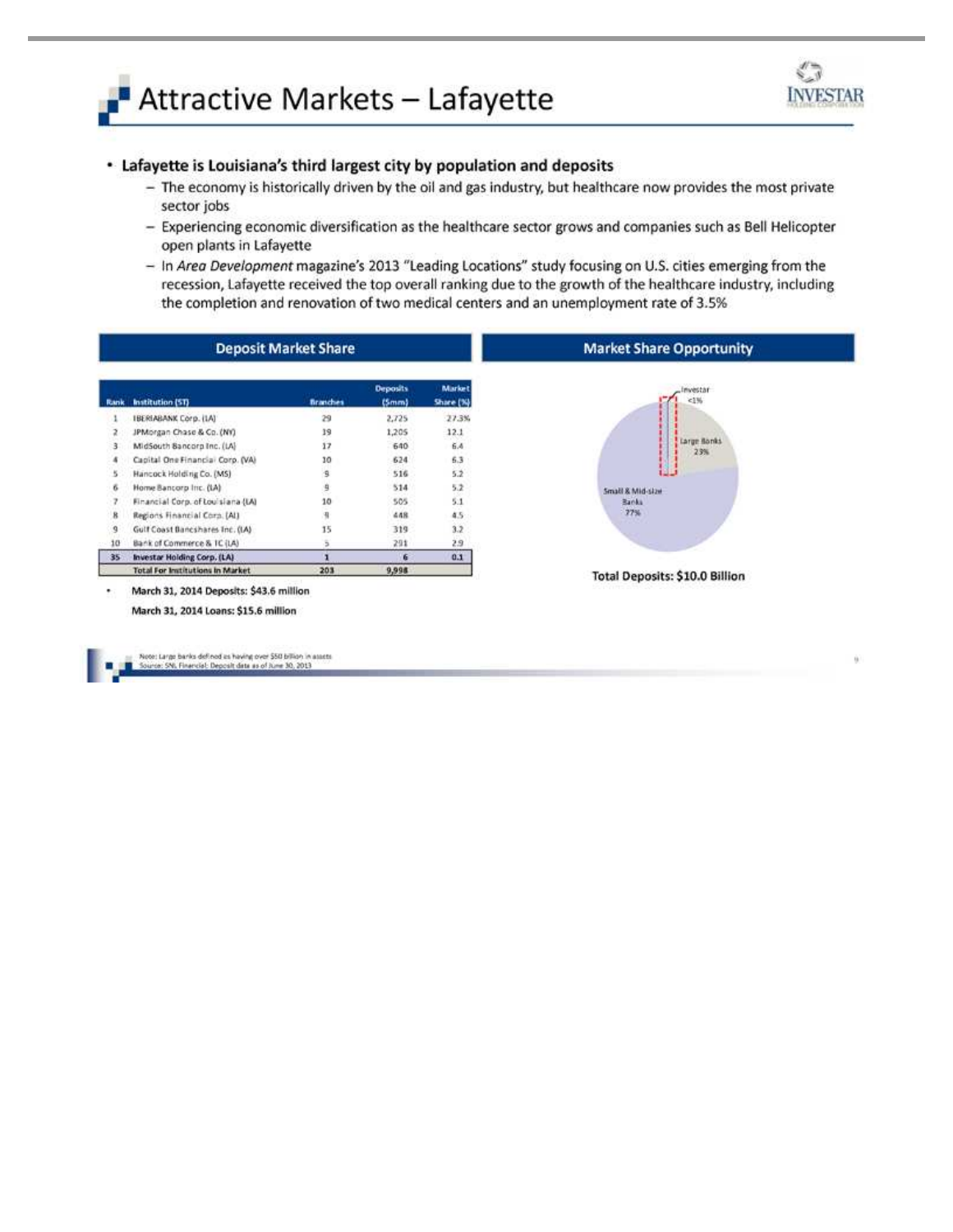# Attractive Markets – Lafayette

- **Lafayette is Louisiana's third largest city by population and deposits**
  - The economy is historically driven by the oil and gas industry, but healthcare now provides the most private sector jobs
  - Experiencing economic diversification as the healthcare sector grows and companies such as Bell Helicopter open plants in Lafayette
  - In *Area Development* magazine's 2013 "Leading Locations" study focusing on U.S. cities emerging from the recession, Lafayette received the top overall ranking due to the growth of the healthcare industry, including the completion and renovation of two medical centers and an unemployment rate of 3.5%

## Deposit Market Share

| Rank | Institution (ST) | Branches | Deposits ($mm) | Market Share (%) |
|---|---|---|---|---|
| 1 | IBERIABANK Corp. (LA) | 29 | 2,725 | 27.3% |
| 2 | JPMorgan Chase & Co. (NY) | 19 | 1,205 | 12.1 |
| 3 | MidSouth Bancorp Inc. (LA) | 17 | 640 | 6.4 |
| 4 | Capital One Financial Corp. (VA) | 10 | 624 | 6.3 |
| 5 | Hancock Holding Co. (MS) | 9 | 516 | 5.2 |
| 6 | Home Bancorp Inc. (LA) | 9 | 514 | 5.2 |
| 7 | Financial Corp. of Louisiana (LA) | 10 | 505 | 5.1 |
| 8 | Regions Financial Corp. (AL) | 9 | 448 | 4.5 |
| 9 | Gulf Coast Bancshares Inc. (LA) | 15 | 319 | 3.2 |
| 10 | Bank of Commerce & TC (LA) | 5 | 291 | 2.9 |
| **35** | **Investar Holding Corp. (LA)** | **1** | **6** | **0.1** |
| | **Total For Institutions In Market** | **203** | **9,998** | |

- **March 31, 2014 Deposits: $43.6 million**

  **March 31, 2014 Loans: $15.6 million**

## Market Share Opportunity

Investar <1%

Large Banks 23%

Small & Mid-size Banks 77%

**Total Deposits: $10.0 Billion**

Note: Large banks defined as having over $50 billion in assets
Source: SNL Financial; Deposit data as of June 30, 2013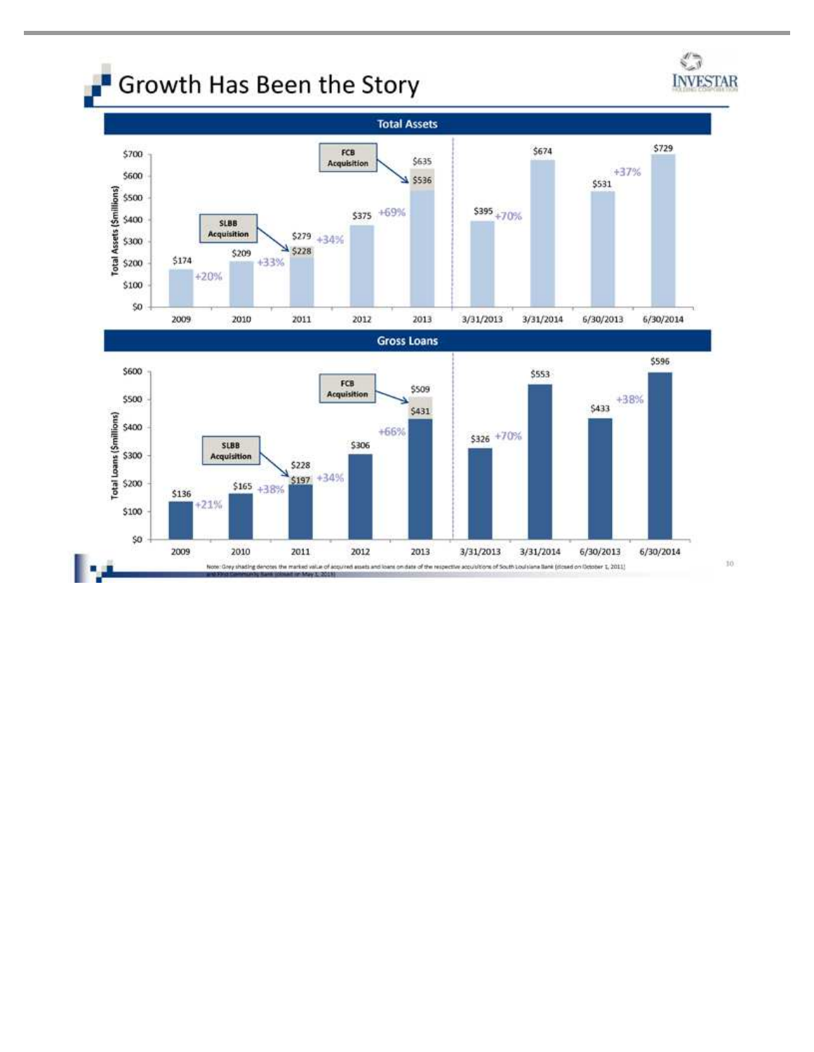# Growth Has Been the Story

## Total Assets

| Period | Total Assets ($millions) | Growth |
|---|---|---|
| 2009 | $174 | |
| 2010 | $209 | +20% |
| 2011 | $279 ($228) | +33% |
| 2012 | $375 | +34% |
| 2013 | $635 ($536) | +69% |
| 3/31/2013 | $395 | |
| 3/31/2014 | $674 | +70% |
| 6/30/2013 | $531 | |
| 6/30/2014 | $729 | +37% |

SLBB Acquisition (2011); FCB Acquisition (2013)

## Gross Loans

| Period | Total Loans ($millions) | Growth |
|---|---|---|
| 2009 | $136 | |
| 2010 | $165 | +21% |
| 2011 | $228 ($197) | +38% |
| 2012 | $306 | +34% |
| 2013 | $509 ($431) | +66% |
| 3/31/2013 | $326 | |
| 3/31/2014 | $553 | +70% |
| 6/30/2013 | $433 | |
| 6/30/2014 | $596 | +38% |

SLBB Acquisition (2011); FCB Acquisition (2013)

Note: Grey shading denotes the marked value of acquired assets and loans on date of the respective acquisitions of South Louisiana Bank (closed on October 1, 2011) and First Community Bank (closed on May 1, 2013)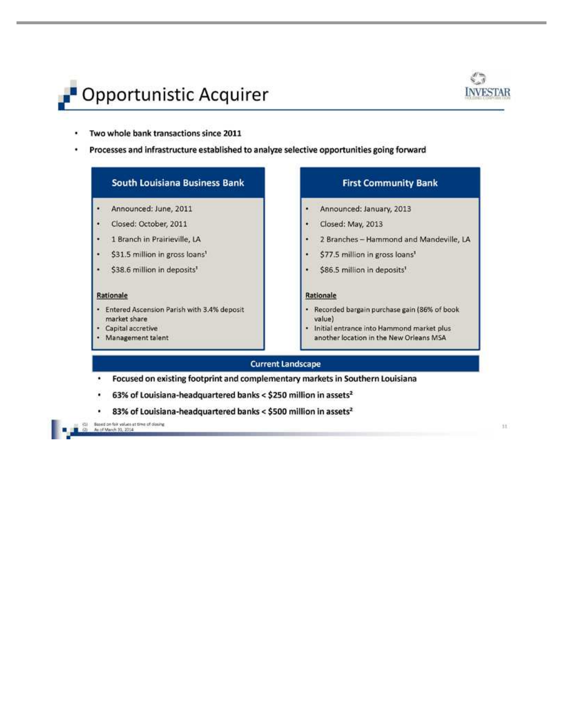# Opportunistic Acquirer

- Two whole bank transactions since 2011
- Processes and infrastructure established to analyze selective opportunities going forward

## South Louisiana Business Bank

- Announced: June, 2011
- Closed: October, 2011
- 1 Branch in Prairieville, LA
- $31.5 million in gross loans[1]
- $38.6 million in deposits[1]

**Rationale**

- Entered Ascension Parish with 3.4% deposit market share
- Capital accretive
- Management talent

## First Community Bank

- Announced: January, 2013
- Closed: May, 2013
- 2 Branches – Hammond and Mandeville, LA
- $77.5 million in gross loans[1]
- $86.5 million in deposits[1]

**Rationale**

- Recorded bargain purchase gain (86% of book value)
- Initial entrance into Hammond market plus another location in the New Orleans MSA

## Current Landscape

- Focused on existing footprint and complementary markets in Southern Louisiana
- 63% of Louisiana-headquartered banks < $250 million in assets[2]
- 83% of Louisiana-headquartered banks < $500 million in assets[2]

(1) Based on fair values at time of closing
(2) As of March 31, 2014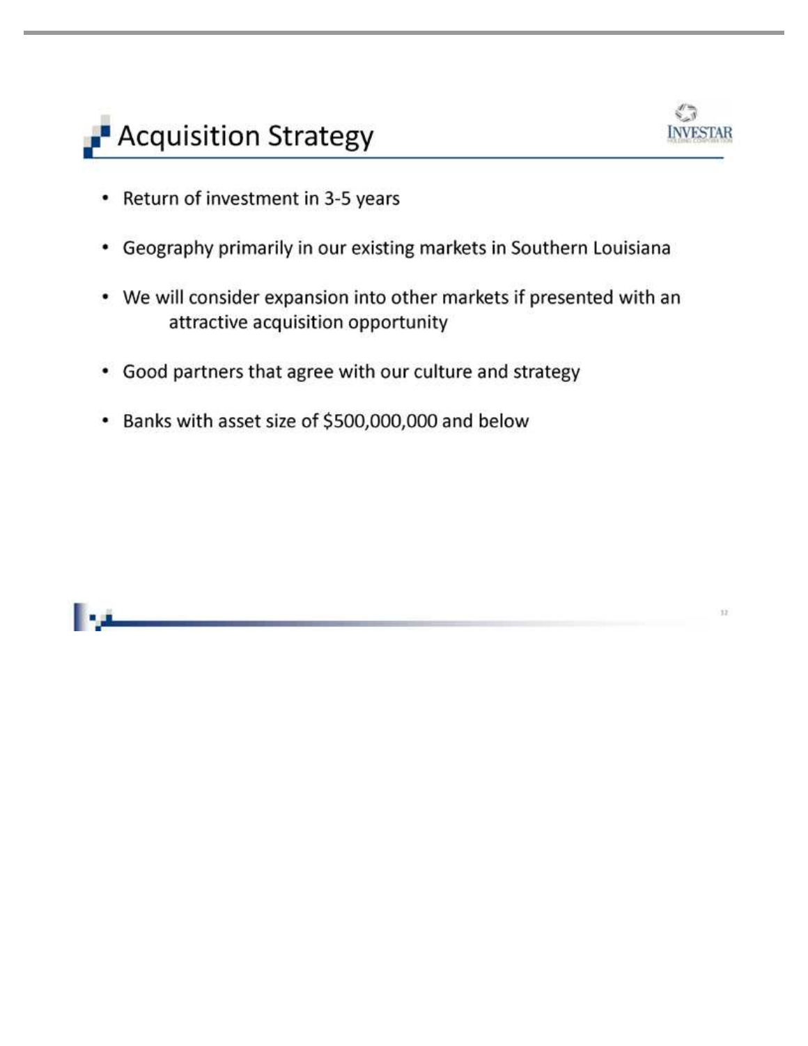# Acquisition Strategy

- Return of investment in 3-5 years
- Geography primarily in our existing markets in Southern Louisiana
- We will consider expansion into other markets if presented with an attractive acquisition opportunity
- Good partners that agree with our culture and strategy
- Banks with asset size of $500,000,000 and below